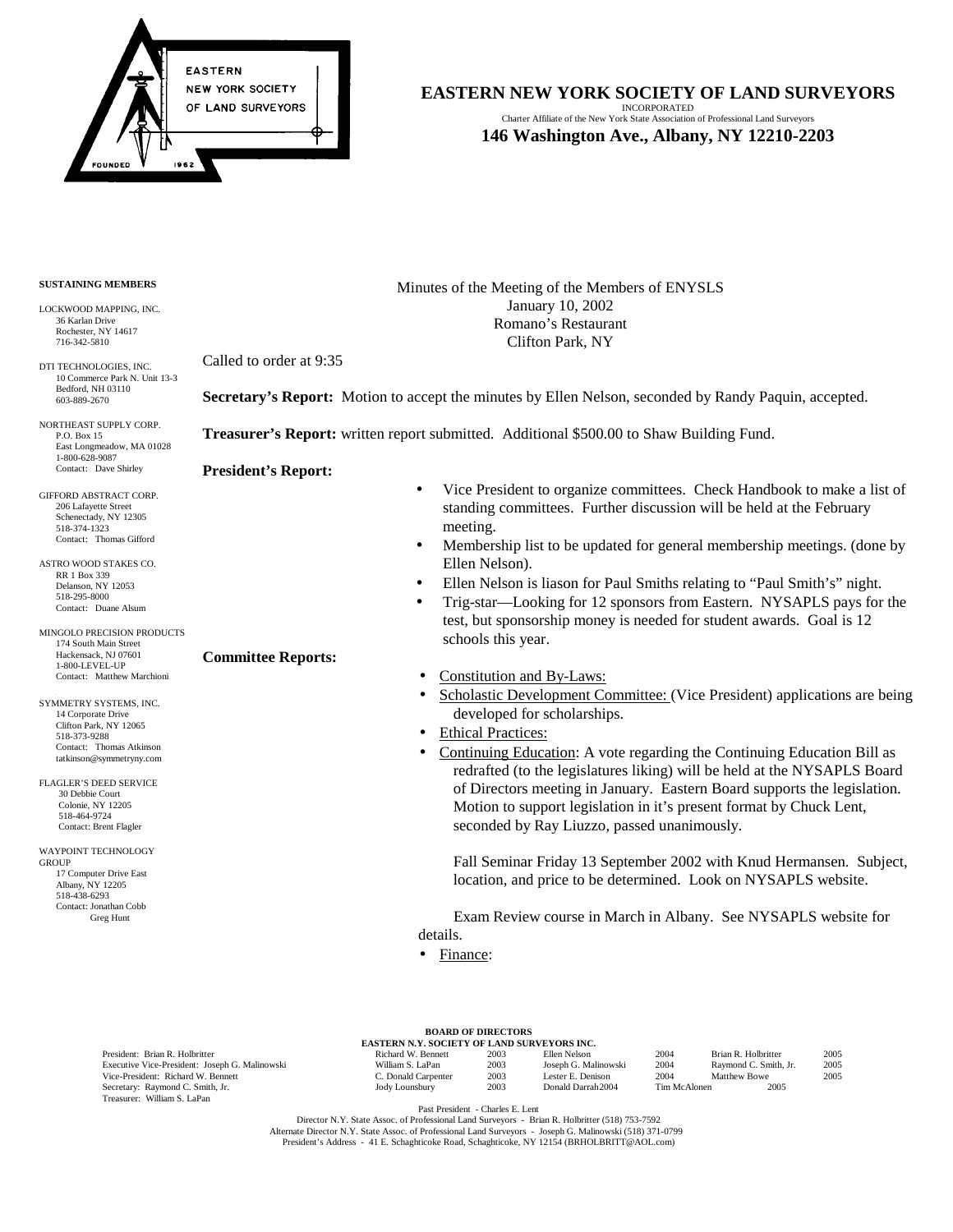# EASTERN NEW YORK SOCIETY OF LAND SURVEYORS

INCORPORATED

Charter Affiliate of the New York State Association of Professional Land Surveyors

**146 Washington Ave., Albany, NY 12210-2203**

**SUSTAINING MEMBERS**

LOCKWOOD MAPPING, INC.
36 Karlan Drive
Rochester, NY 14617
716-342-5810

DTI TECHNOLOGIES, INC.
10 Commerce Park N. Unit 13-3
Bedford, NH 03110
603-889-2670

NORTHEAST SUPPLY CORP.
P.O. Box 15
East Longmeadow, MA 01028
1-800-628-9087
Contact: Dave Shirley

GIFFORD ABSTRACT CORP.
206 Lafayette Street
Schenectady, NY 12305
518-374-1323
Contact: Thomas Gifford

ASTRO WOOD STAKES CO.
RR 1 Box 339
Delanson, NY 12053
518-295-8000
Contact: Duane Alsum

MINGOLO PRECISION PRODUCTS
174 South Main Street
Hackensack, NJ 07601
1-800-LEVEL-UP
Contact: Matthew Marchioni

SYMMETRY SYSTEMS, INC.
14 Corporate Drive
Clifton Park, NY 12065
518-373-9288
Contact: Thomas Atkinson
tatkinson@symmetryny.com

FLAGLER'S DEED SERVICE
30 Debbie Court
Colonie, NY 12205
518-464-9724
Contact: Brent Flagler

WAYPOINT TECHNOLOGY GROUP
17 Computer Drive East
Albany, NY 12205
518-438-6293
Contact: Jonathan Cobb
Greg Hunt

Minutes of the Meeting of the Members of ENYSLS
January 10, 2002
Romano's Restaurant
Clifton Park, NY

Called to order at 9:35

**Secretary's Report:** Motion to accept the minutes by Ellen Nelson, seconded by Randy Paquin, accepted.

**Treasurer's Report:** written report submitted. Additional $500.00 to Shaw Building Fund.

**President's Report:**

- Vice President to organize committees. Check Handbook to make a list of standing committees. Further discussion will be held at the February meeting.
- Membership list to be updated for general membership meetings. (done by Ellen Nelson).
- Ellen Nelson is liason for Paul Smiths relating to "Paul Smith's" night.
- Trig-star—Looking for 12 sponsors from Eastern. NYSAPLS pays for the test, but sponsorship money is needed for student awards. Goal is 12 schools this year.

**Committee Reports:**

- Constitution and By-Laws:
- Scholastic Development Committee: (Vice President) applications are being developed for scholarships.
- Ethical Practices:
- Continuing Education: A vote regarding the Continuing Education Bill as redrafted (to the legislatures liking) will be held at the NYSAPLS Board of Directors meeting in January. Eastern Board supports the legislation. Motion to support legislation in it's present format by Chuck Lent, seconded by Ray Liuzzo, passed unanimously.

  Fall Seminar Friday 13 September 2002 with Knud Hermansen. Subject, location, and price to be determined. Look on NYSAPLS website.

  Exam Review course in March in Albany. See NYSAPLS website for details.
- Finance:

**BOARD OF DIRECTORS**
**EASTERN N.Y. SOCIETY OF LAND SURVEYORS INC.**

| Officers | | | | | | |
|---|---|---|---|---|---|---|
| President: Brian R. Holbritter | Richard W. Bennett | 2003 | Ellen Nelson | 2004 | Brian R. Holbritter | 2005 |
| Executive Vice-President: Joseph G. Malinowski | William S. LaPan | 2003 | Joseph G. Malinowski | 2004 | Raymond C. Smith, Jr. | 2005 |
| Vice-President: Richard W. Bennett | C. Donald Carpenter | 2003 | Lester E. Denison | 2004 | Matthew Bowe | 2005 |
| Secretary: Raymond C. Smith, Jr. | Jody Lounsbury | 2003 | Donald Darrah | 2004 | Tim McAlonen | 2005 |
| Treasurer: William S. LaPan | | | | | | |

Past President - Charles E. Lent

Director N.Y. State Assoc. of Professional Land Surveyors - Brian R. Holbritter (518) 753-7592

Alternate Director N.Y. State Assoc. of Professional Land Surveyors - Joseph G. Malinowski (518) 371-0799

President's Address - 41 E. Schaghticoke Road, Schaghticoke, NY 12154 (BRHOLBRITT@AOL.com)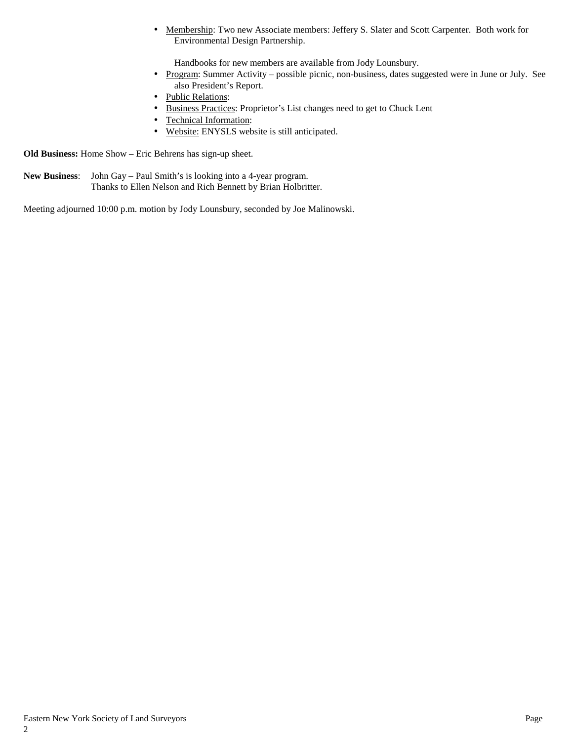- Membership: Two new Associate members: Jeffery S. Slater and Scott Carpenter. Both work for Environmental Design Partnership.

  Handbooks for new members are available from Jody Lounsbury.
- Program: Summer Activity – possible picnic, non-business, dates suggested were in June or July. See also President's Report.
- Public Relations:
- Business Practices: Proprietor's List changes need to get to Chuck Lent
- Technical Information:
- Website: ENYSLS website is still anticipated.

**Old Business:** Home Show – Eric Behrens has sign-up sheet.

**New Business**: John Gay – Paul Smith's is looking into a 4-year program.
Thanks to Ellen Nelson and Rich Bennett by Brian Holbritter.

Meeting adjourned 10:00 p.m. motion by Jody Lounsbury, seconded by Joe Malinowski.